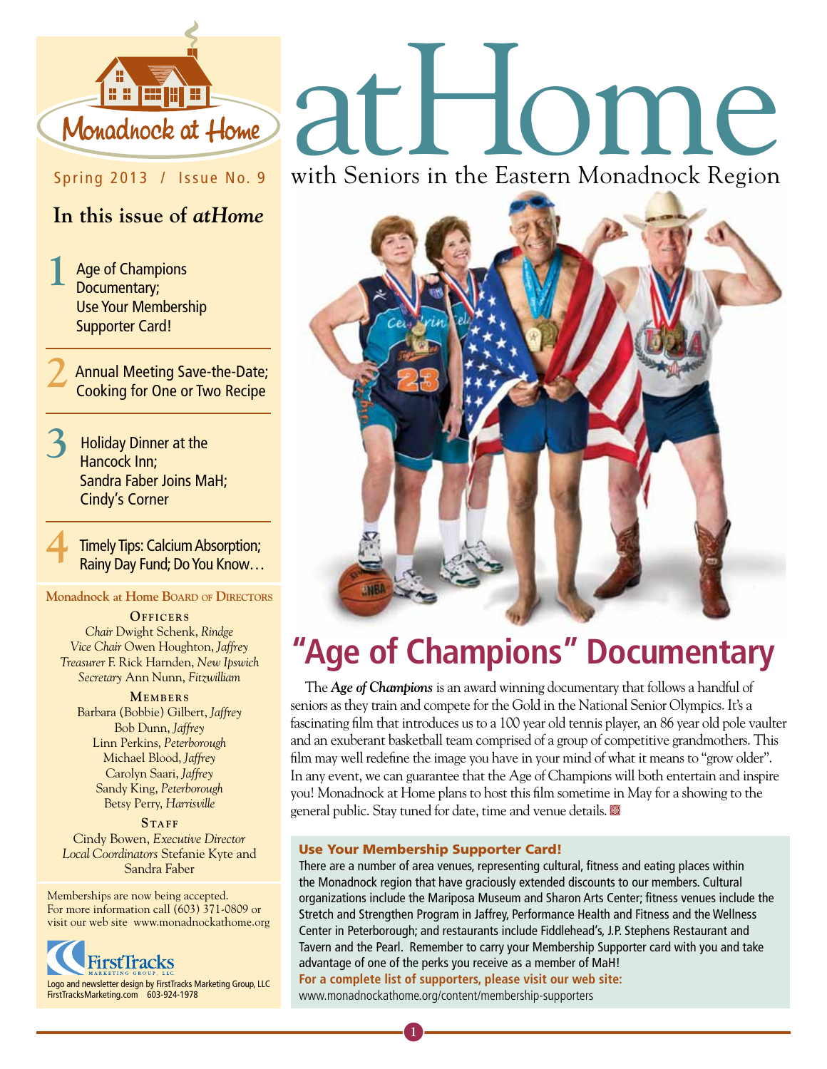# atHome

with Seniors in the Eastern Monadnock Region

Monadnock at Home

Spring 2013 / Issue No. 9

## In this issue of *atHome*

**1** Age of Champions Documentary; Use Your Membership Supporter Card!

**2** Annual Meeting Save-the-Date; Cooking for One or Two Recipe

**3** Holiday Dinner at the Hancock Inn; Sandra Faber Joins MaH; Cindy's Corner

**4** Timely Tips: Calcium Absorption; Rainy Day Fund; Do You Know…

### Monadnock at Home Board of Directors

**Officers**

*Chair* Dwight Schenk, *Rindge*
*Vice Chair* Owen Houghton, *Jaffrey*
*Treasurer* F. Rick Harnden, *New Ipswich*
*Secretary* Ann Nunn, *Fitzwilliam*

**Members**

Barbara (Bobbie) Gilbert, *Jaffrey*
Bob Dunn, *Jaffrey*
Linn Perkins, *Peterborough*
Michael Blood, *Jaffrey*
Carolyn Saari, *Jaffrey*
Sandy King, *Peterborough*
Betsy Perry, *Harrisville*

**Staff**

Cindy Bowen, *Executive Director*
*Local Coordinators* Stefanie Kyte and Sandra Faber

Memberships are now being accepted. For more information call (603) 371-0809 or visit our web site www.monadnockathome.org

FirstTracks Marketing Group, LLC

Logo and newsletter design by FirstTracks Marketing Group, LLC
FirstTracksMarketing.com 603-924-1978

## "Age of Champions" Documentary

The ***Age of Champions*** is an award winning documentary that follows a handful of seniors as they train and compete for the Gold in the National Senior Olympics. It's a fascinating film that introduces us to a 100 year old tennis player, an 86 year old pole vaulter and an exuberant basketball team comprised of a group of competitive grandmothers. This film may well redefine the image you have in your mind of what it means to "grow older". In any event, we can guarantee that the Age of Champions will both entertain and inspire you! Monadnock at Home plans to host this film sometime in May for a showing to the general public. Stay tuned for date, time and venue details.

### Use Your Membership Supporter Card!

There are a number of area venues, representing cultural, fitness and eating places within the Monadnock region that have graciously extended discounts to our members. Cultural organizations include the Mariposa Museum and Sharon Arts Center; fitness venues include the Stretch and Strengthen Program in Jaffrey, Performance Health and Fitness and the Wellness Center in Peterborough; and restaurants include Fiddlehead's, J.P. Stephens Restaurant and Tavern and the Pearl. Remember to carry your Membership Supporter card with you and take advantage of one of the perks you receive as a member of MaH!

**For a complete list of supporters, please visit our web site:**
www.monadnockathome.org/content/membership-supporters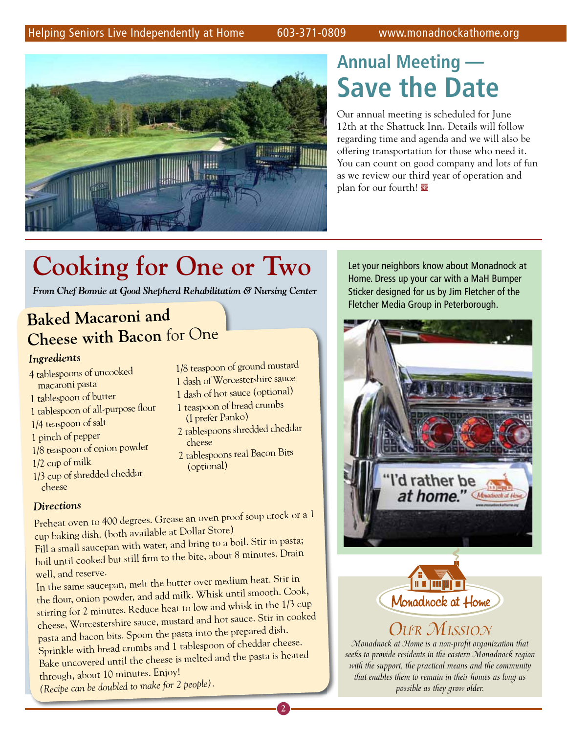## Annual Meeting — Save the Date

Our annual meeting is scheduled for June 12th at the Shattuck Inn. Details will follow regarding time and agenda and we will also be offering transportation for those who need it. You can count on good company and lots of fun as we review our third year of operation and plan for our fourth!

# Cooking for One or Two

*From Chef Bonnie at Good Shepherd Rehabilitation & Nursing Center*

## Baked Macaroni and Cheese with Bacon for One

### Ingredients

- 4 tablespoons of uncooked macaroni pasta
- 1 tablespoon of butter
- 1 tablespoon of all-purpose flour
- 1/4 teaspoon of salt
- 1 pinch of pepper
- 1/8 teaspoon of onion powder
- 1/2 cup of milk
- 1/3 cup of shredded cheddar cheese
- 1/8 teaspoon of ground mustard
- 1 dash of Worcestershire sauce
- 1 dash of hot sauce (optional)
- 1 teaspoon of bread crumbs (I prefer Panko)
- 2 tablespoons shredded cheddar cheese
- 2 tablespoons real Bacon Bits (optional)

### Directions

Preheat oven to 400 degrees. Grease an oven proof soup crock or a 1 cup baking dish. (both available at Dollar Store)

Fill a small saucepan with water, and bring to a boil. Stir in pasta; boil until cooked but still firm to the bite, about 8 minutes. Drain well, and reserve.

In the same saucepan, melt the butter over medium heat. Stir in the flour, onion powder, and add milk. Whisk until smooth. Cook, stirring for 2 minutes. Reduce heat to low and whisk in the 1/3 cup cheese, Worcestershire sauce, mustard and hot sauce. Stir in cooked pasta and bacon bits. Spoon the pasta into the prepared dish. Sprinkle with bread crumbs and 1 tablespoon of cheddar cheese. Bake uncovered until the cheese is melted and the pasta is heated through, about 10 minutes. Enjoy!

*(Recipe can be doubled to make for 2 people).*

Let your neighbors know about Monadnock at Home. Dress up your car with a MaH Bumper Sticker designed for us by Jim Fletcher of the Fletcher Media Group in Peterborough.

## Our Mission

*Monadnock at Home is a non-profit organization that seeks to provide residents in the eastern Monadnock region with the support, the practical means and the community that enables them to remain in their homes as long as possible as they grow older.*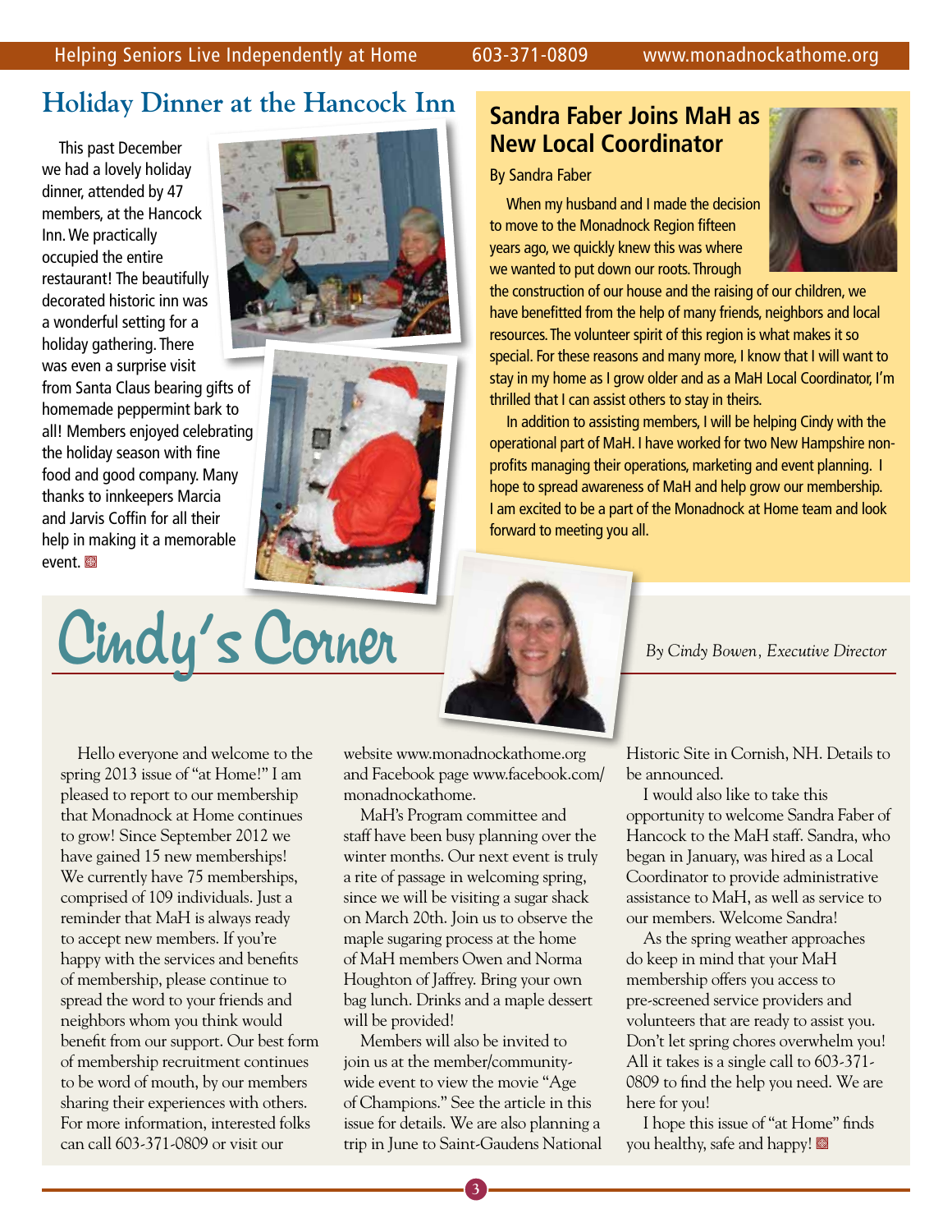## Holiday Dinner at the Hancock Inn

This past December we had a lovely holiday dinner, attended by 47 members, at the Hancock Inn. We practically occupied the entire restaurant! The beautifully decorated historic inn was a wonderful setting for a holiday gathering. There was even a surprise visit from Santa Claus bearing gifts of homemade peppermint bark to all! Members enjoyed celebrating the holiday season with fine food and good company. Many thanks to innkeepers Marcia and Jarvis Coffin for all their help in making it a memorable event.

## Sandra Faber Joins MaH as New Local Coordinator

By Sandra Faber

When my husband and I made the decision to move to the Monadnock Region fifteen years ago, we quickly knew this was where we wanted to put down our roots. Through the construction of our house and the raising of our children, we have benefitted from the help of many friends, neighbors and local resources. The volunteer spirit of this region is what makes it so special. For these reasons and many more, I know that I will want to stay in my home as I grow older and as a MaH Local Coordinator, I'm thrilled that I can assist others to stay in theirs.

In addition to assisting members, I will be helping Cindy with the operational part of MaH. I have worked for two New Hampshire non-profits managing their operations, marketing and event planning. I hope to spread awareness of MaH and help grow our membership. I am excited to be a part of the Monadnock at Home team and look forward to meeting you all.

## Cindy's Corner

*By Cindy Bowen, Executive Director*

Hello everyone and welcome to the spring 2013 issue of "at Home!" I am pleased to report to our membership that Monadnock at Home continues to grow! Since September 2012 we have gained 15 new memberships! We currently have 75 memberships, comprised of 109 individuals. Just a reminder that MaH is always ready to accept new members. If you're happy with the services and benefits of membership, please continue to spread the word to your friends and neighbors whom you think would benefit from our support. Our best form of membership recruitment continues to be word of mouth, by our members sharing their experiences with others. For more information, interested folks can call 603-371-0809 or visit our website www.monadnockathome.org and Facebook page www.facebook.com/monadnockathome.

MaH's Program committee and staff have been busy planning over the winter months. Our next event is truly a rite of passage in welcoming spring, since we will be visiting a sugar shack on March 20th. Join us to observe the maple sugaring process at the home of MaH members Owen and Norma Houghton of Jaffrey. Bring your own bag lunch. Drinks and a maple dessert will be provided!

Members will also be invited to join us at the member/community-wide event to view the movie "Age of Champions." See the article in this issue for details. We are also planning a trip in June to Saint-Gaudens National Historic Site in Cornish, NH. Details to be announced.

I would also like to take this opportunity to welcome Sandra Faber of Hancock to the MaH staff. Sandra, who began in January, was hired as a Local Coordinator to provide administrative assistance to MaH, as well as service to our members. Welcome Sandra!

As the spring weather approaches do keep in mind that your MaH membership offers you access to pre-screened service providers and volunteers that are ready to assist you. Don't let spring chores overwhelm you! All it takes is a single call to 603-371-0809 to find the help you need. We are here for you!

I hope this issue of "at Home" finds you healthy, safe and happy!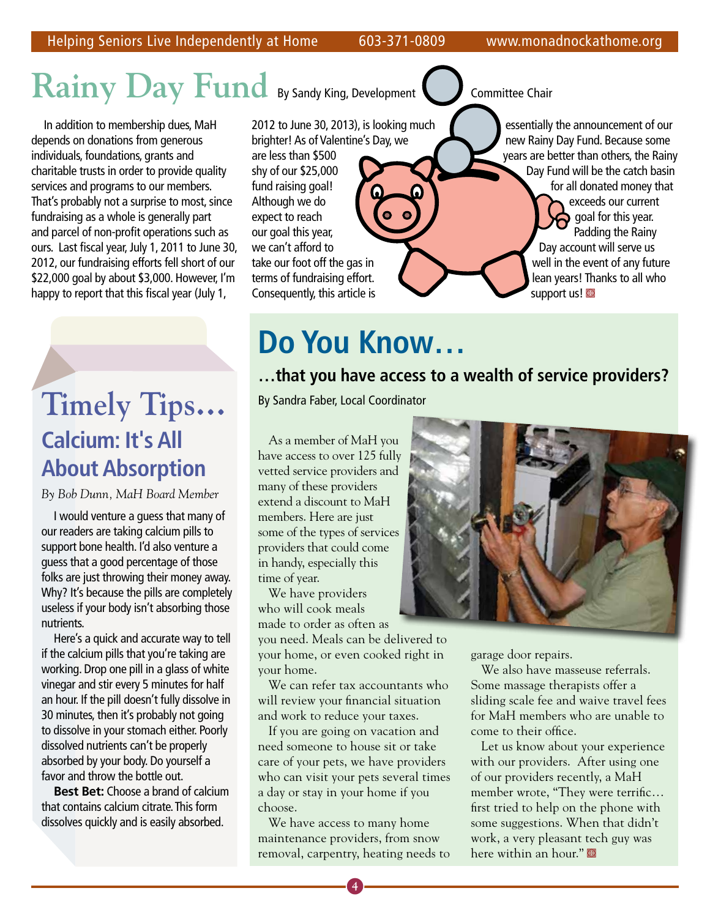# Rainy Day Fund

By Sandy King, Development Committee Chair

In addition to membership dues, MaH depends on donations from generous individuals, foundations, grants and charitable trusts in order to provide quality services and programs to our members. That's probably not a surprise to most, since fundraising as a whole is generally part and parcel of non-profit operations such as ours. Last fiscal year, July 1, 2011 to June 30, 2012, our fundraising efforts fell short of our $22,000 goal by about $3,000. However, I'm happy to report that this fiscal year (July 1, 2012 to June 30, 2013), is looking much brighter! As of Valentine's Day, we are less than $500 shy of our $25,000 fund raising goal! Although we do expect to reach our goal this year, we can't afford to take our foot off the gas in terms of fundraising effort. Consequently, this article is essentially the announcement of our new Rainy Day Fund. Because some years are better than others, the Rainy Day Fund will be the catch basin for all donated money that exceeds our current goal for this year. Padding the Rainy Day account will serve us well in the event of any future lean years! Thanks to all who support us!

# Timely Tips…

## Calcium: It's All About Absorption

*By Bob Dunn, MaH Board Member*

I would venture a guess that many of our readers are taking calcium pills to support bone health. I'd also venture a guess that a good percentage of those folks are just throwing their money away. Why? It's because the pills are completely useless if your body isn't absorbing those nutrients.

Here's a quick and accurate way to tell if the calcium pills that you're taking are working. Drop one pill in a glass of white vinegar and stir every 5 minutes for half an hour. If the pill doesn't fully dissolve in 30 minutes, then it's probably not going to dissolve in your stomach either. Poorly dissolved nutrients can't be properly absorbed by your body. Do yourself a favor and throw the bottle out.

**Best Bet:** Choose a brand of calcium that contains calcium citrate. This form dissolves quickly and is easily absorbed.

# Do You Know…

## …that you have access to a wealth of service providers?

By Sandra Faber, Local Coordinator

As a member of MaH you have access to over 125 fully vetted service providers and many of these providers extend a discount to MaH members. Here are just some of the types of services providers that could come in handy, especially this time of year.

We have providers who will cook meals made to order as often as you need. Meals can be delivered to your home, or even cooked right in your home.

We can refer tax accountants who will review your financial situation and work to reduce your taxes.

If you are going on vacation and need someone to house sit or take care of your pets, we have providers who can visit your pets several times a day or stay in your home if you choose.

We have access to many home maintenance providers, from snow removal, carpentry, heating needs to garage door repairs.

We also have masseuse referrals. Some massage therapists offer a sliding scale fee and waive travel fees for MaH members who are unable to come to their office.

Let us know about your experience with our providers. After using one of our providers recently, a MaH member wrote, "They were terrific… first tried to help on the phone with some suggestions. When that didn't work, a very pleasant tech guy was here within an hour."